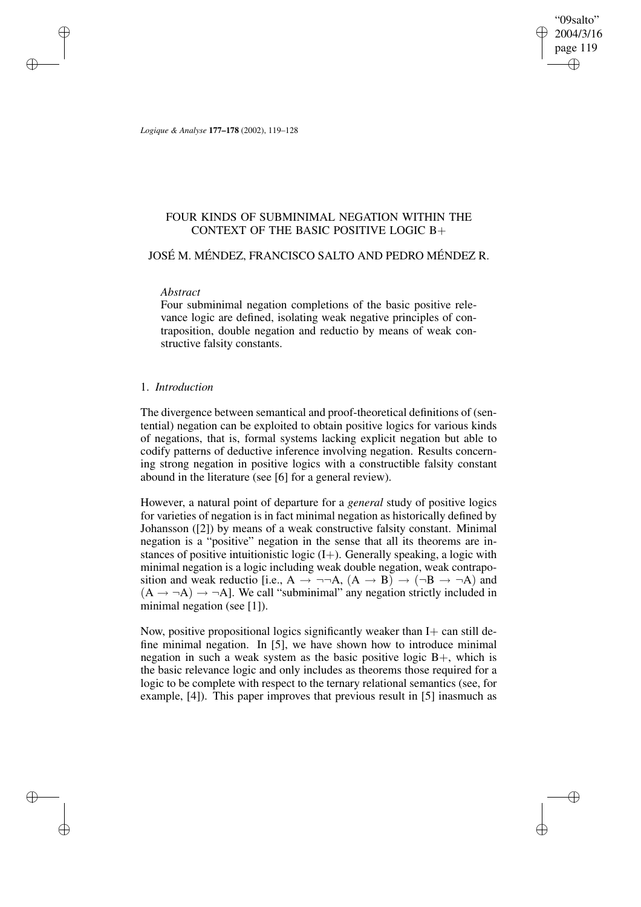# FOUR KINDS OF SUBMINIMAL NEGATION WITHIN THE CONTEXT OF THE BASIC POSITIVE LOGIC B+

JOSÉ M. MÉNDEZ, FRANCISCO SALTO AND PEDRO MÉNDEZ R.

*Abstract*

Four subminimal negation completions of the basic positive relevance logic are defined, isolating weak negative principles of contraposition, double negation and reductio by means of weak constructive falsity constants.

## 1. *Introduction*

The divergence between semantical and proof-theoretical definitions of (sentential) negation can be exploited to obtain positive logics for various kinds of negations, that is, formal systems lacking explicit negation but able to codify patterns of deductive inference involving negation. Results concerning strong negation in positive logics with a constructible falsity constant abound in the literature (see [6] for a general review).

However, a natural point of departure for a *general* study of positive logics for varieties of negation is in fact minimal negation as historically defined by Johansson ([2]) by means of a weak constructive falsity constant. Minimal negation is a "positive" negation in the sense that all its theorems are instances of positive intuitionistic logic (I+). Generally speaking, a logic with minimal negation is a logic including weak double negation, weak contraposition and weak reductio [i.e., $A \rightarrow \neg\neg A$, $(A \rightarrow B) \rightarrow (\neg B \rightarrow \neg A)$ and $(A \rightarrow \neg A) \rightarrow \neg A$]. We call "subminimal" any negation strictly included in minimal negation (see [1]).

Now, positive propositional logics significantly weaker than I+ can still define minimal negation. In [5], we have shown how to introduce minimal negation in such a weak system as the basic positive logic B+, which is the basic relevance logic and only includes as theorems those required for a logic to be complete with respect to the ternary relational semantics (see, for example, [4]). This paper improves that previous result in [5] inasmuch as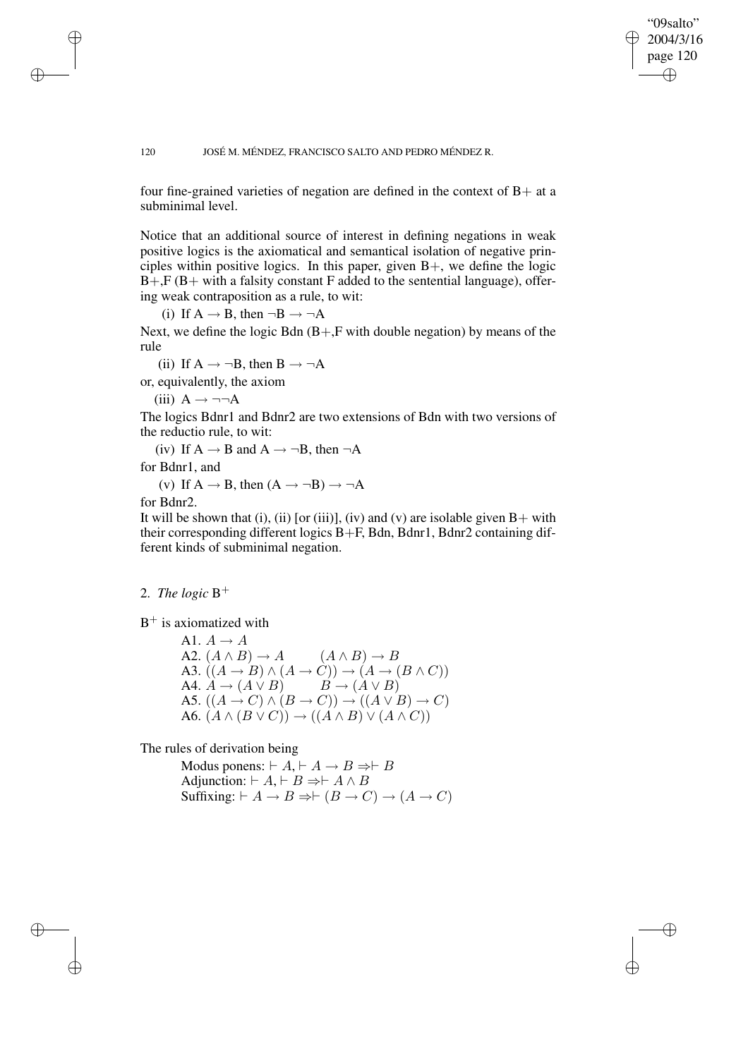four fine-grained varieties of negation are defined in the context of B+ at a subminimal level.

Notice that an additional source of interest in defining negations in weak positive logics is the axiomatical and semantical isolation of negative principles within positive logics. In this paper, given B+, we define the logic B+,F (B+ with a falsity constant F added to the sentential language), offering weak contraposition as a rule, to wit:

(i) If A → B, then ¬B → ¬A

Next, we define the logic Bdn (B+,F with double negation) by means of the rule

(ii) If A → ¬B, then B → ¬A

or, equivalently, the axiom

(iii) A → ¬¬A

The logics Bdnr1 and Bdnr2 are two extensions of Bdn with two versions of the reductio rule, to wit:

(iv) If A → B and A → ¬B, then ¬A

for Bdnr1, and

(v) If A → B, then (A → ¬B) → ¬A

for Bdnr2.

It will be shown that (i), (ii) [or (iii)], (iv) and (v) are isolable given B+ with their corresponding different logics B+F, Bdn, Bdnr1, Bdnr2 containing different kinds of subminimal negation.

## 2. *The logic* $B^+$

$B^+$ is axiomatized with

A1. $A \to A$

A2. $(A \wedge B) \to A \qquad (A \wedge B) \to B$

A3. $((A \to B) \wedge (A \to C)) \to (A \to (B \wedge C))$

A4. $A \to (A \vee B) \qquad B \to (A \vee B)$

A5. $((A \to C) \wedge (B \to C)) \to ((A \vee B) \to C)$

A6. $(A \wedge (B \vee C)) \to ((A \wedge B) \vee (A \wedge C))$

The rules of derivation being

Modus ponens: $\vdash A, \vdash A \to B \Rightarrow \vdash B$

Adjunction: $\vdash A, \vdash B \Rightarrow \vdash A \wedge B$

Suffixing: $\vdash A \to B \Rightarrow \vdash (B \to C) \to (A \to C)$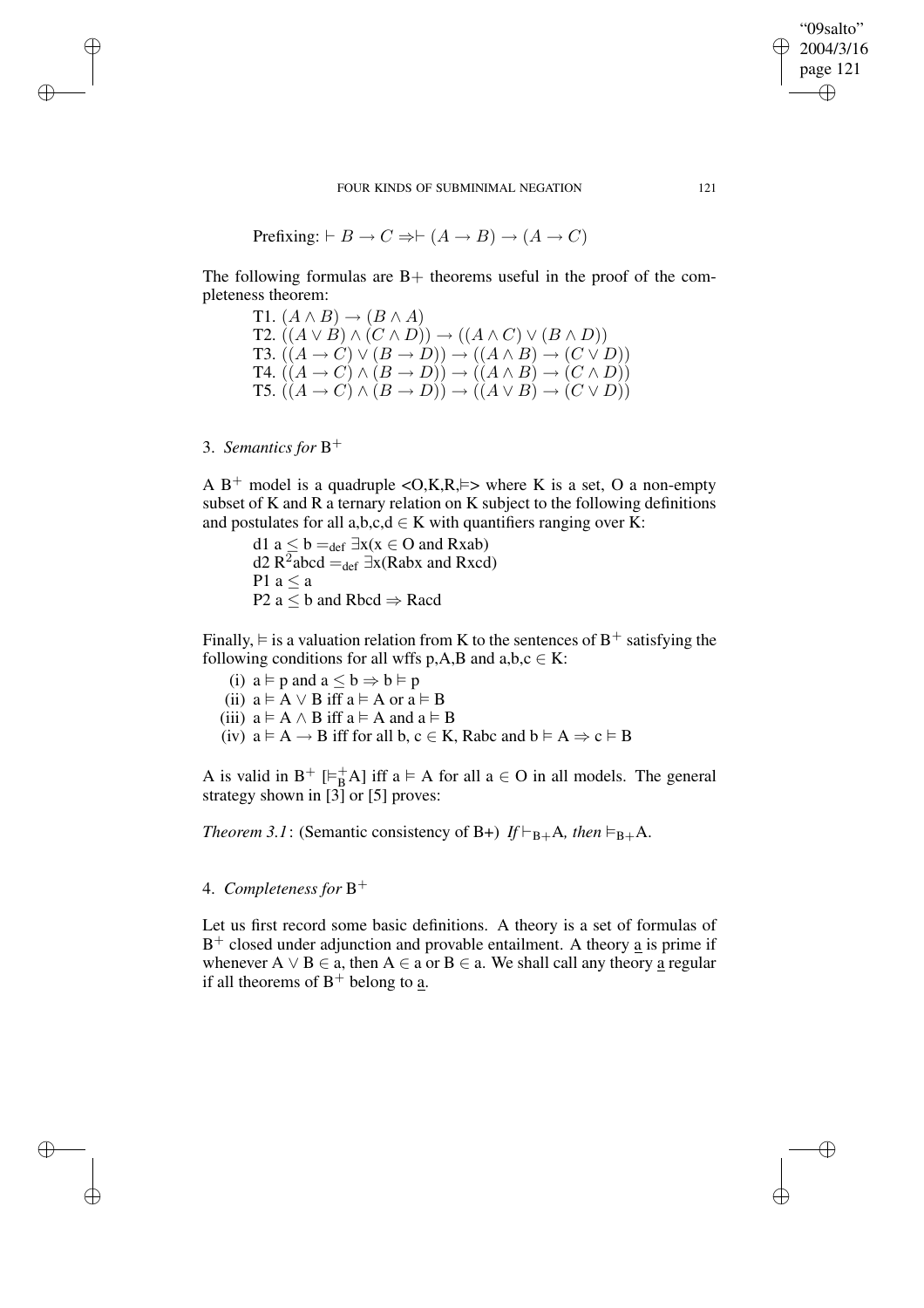Prefixing: $\vdash B \rightarrow C \Rightarrow \vdash (A \rightarrow B) \rightarrow (A \rightarrow C)$

The following formulas are B+ theorems useful in the proof of the completeness theorem:

T1. $(A \wedge B) \rightarrow (B \wedge A)$
T2. $((A \vee B) \wedge (C \wedge D)) \rightarrow ((A \wedge C) \vee (B \wedge D))$
T3. $((A \rightarrow C) \vee (B \rightarrow D)) \rightarrow ((A \wedge B) \rightarrow (C \vee D))$
T4. $((A \rightarrow C) \wedge (B \rightarrow D)) \rightarrow ((A \wedge B) \rightarrow (C \wedge D))$
T5. $((A \rightarrow C) \wedge (B \rightarrow D)) \rightarrow ((A \vee B) \rightarrow (C \vee D))$

## 3. *Semantics for* $B^+$

A $B^+$ model is a quadruple <O,K,R,$\vDash$> where K is a set, O a non-empty subset of K and R a ternary relation on K subject to the following definitions and postulates for all a,b,c,d $\in$ K with quantifiers ranging over K:

d1 $a \leq b =_{\text{def}} \exists x(x \in O \text{ and } Rxab)$
d2 $R^2abcd =_{\text{def}} \exists x(Rabx \text{ and } Rxcd)$
P1 $a \leq a$
P2 $a \leq b$ and $Rbcd \Rightarrow Racd$

Finally, $\vDash$ is a valuation relation from K to the sentences of $B^+$ satisfying the following conditions for all wffs p,A,B and a,b,c $\in$ K:

(i) $a \vDash p$ and $a \leq b \Rightarrow b \vDash p$
(ii) $a \vDash A \vee B$ iff $a \vDash A$ or $a \vDash B$
(iii) $a \vDash A \wedge B$ iff $a \vDash A$ and $a \vDash B$
(iv) $a \vDash A \rightarrow B$ iff for all b, c $\in$ K, Rabc and $b \vDash A \Rightarrow c \vDash B$

A is valid in $B^+$ [$\vDash^+_B A$] iff $a \vDash A$ for all $a \in O$ in all models. The general strategy shown in [3] or [5] proves:

*Theorem 3.1*: (Semantic consistency of B+) *If* $\vdash_{B+} A$*, then* $\vDash_{B+} A$.

## 4. *Completeness for* $B^+$

Let us first record some basic definitions. A theory is a set of formulas of $B^+$ closed under adjunction and provable entailment. A theory a is prime if whenever $A \vee B \in a$, then $A \in a$ or $B \in a$. We shall call any theory a regular if all theorems of $B^+$ belong to a.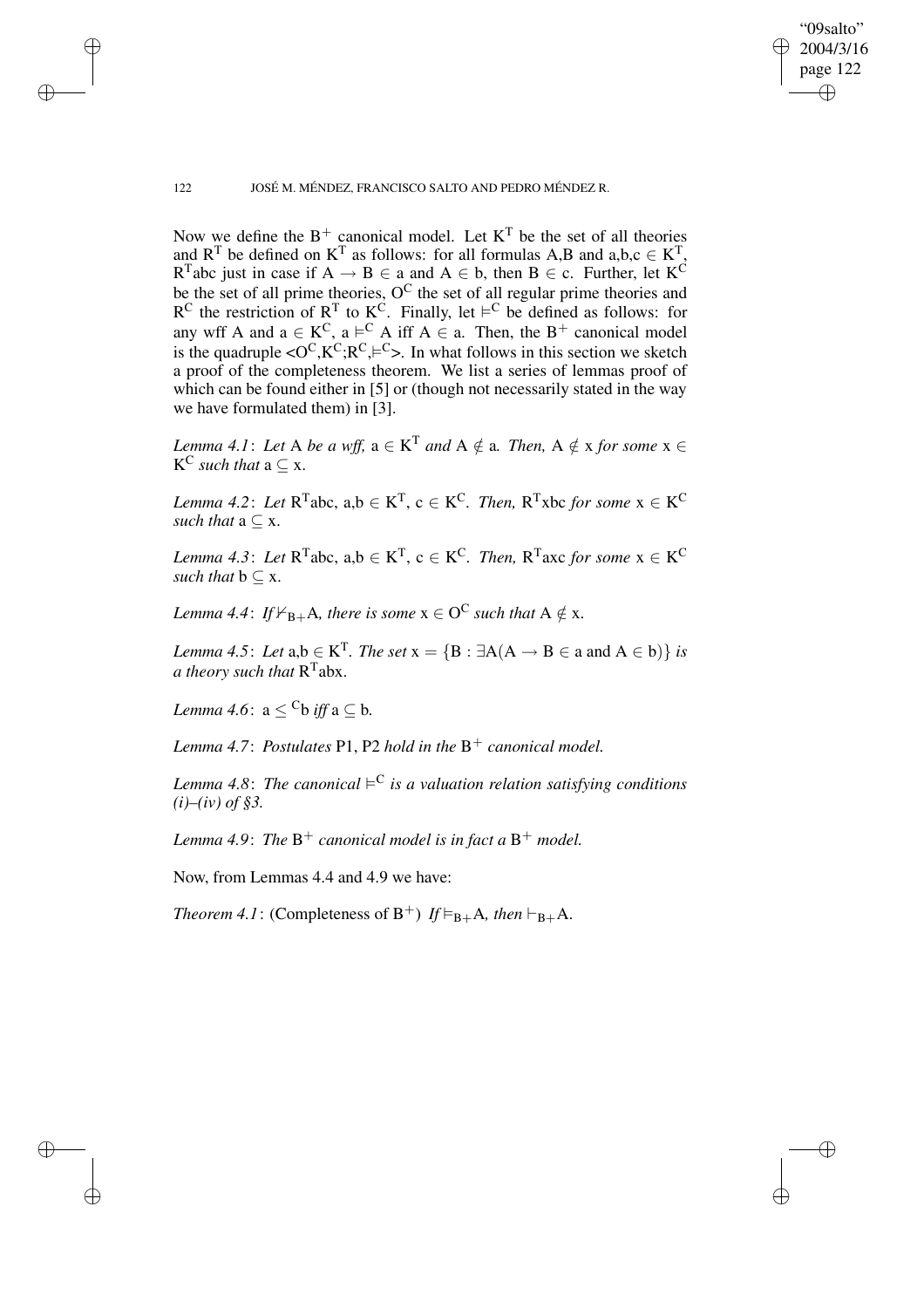Now we define the $B^+$ canonical model. Let $K^T$ be the set of all theories and $R^T$ be defined on $K^T$ as follows: for all formulas A,B and a,b,c $\in K^T$, $R^T$abc just in case if $A \to B \in a$ and $A \in b$, then $B \in c$. Further, let $K^C$ be the set of all prime theories, $O^C$ the set of all regular prime theories and $R^C$ the restriction of $R^T$ to $K^C$. Finally, let $\vDash^C$ be defined as follows: for any wff A and $a \in K^C$, $a \vDash^C A$ iff $A \in a$. Then, the $B^+$ canonical model is the quadruple $<O^C,K^C;R^C,\vDash^C>$. In what follows in this section we sketch a proof of the completeness theorem. We list a series of lemmas proof of which can be found either in [5] or (though not necessarily stated in the way we have formulated them) in [3].

*Lemma 4.1*: *Let* A *be a wff,* $a \in K^T$ *and* $A \notin a$*. Then,* $A \notin x$ *for some* $x \in K^C$ *such that* $a \subseteq x$.

*Lemma 4.2*: *Let* $R^T$abc, a,b $\in K^T$, $c \in K^C$*. Then,* $R^T$xbc *for some* $x \in K^C$ *such that* $a \subseteq x$.

*Lemma 4.3*: *Let* $R^T$abc, a,b $\in K^T$, $c \in K^C$*. Then,* $R^T$axc *for some* $x \in K^C$ *such that* $b \subseteq x$.

*Lemma 4.4*: *If* $\nvdash_{B+}$A*, there is some* $x \in O^C$ *such that* $A \notin x$.

*Lemma 4.5*: *Let* a,b $\in K^T$*. The set* $x = \{B : \exists A(A \to B \in a \text{ and } A \in b)\}$ *is a theory such that* $R^T$abx.

*Lemma 4.6*: $a \leq^C b$ *iff* $a \subseteq b$.

*Lemma 4.7*: *Postulates* P1, P2 *hold in the* $B^+$ *canonical model.*

*Lemma 4.8*: *The canonical* $\vDash^C$ *is a valuation relation satisfying conditions (i)–(iv) of §3.*

*Lemma 4.9*: *The* $B^+$ *canonical model is in fact a* $B^+$ *model.*

Now, from Lemmas 4.4 and 4.9 we have:

*Theorem 4.1*: (Completeness of $B^+$) *If* $\vDash_{B+}$A*, then* $\vdash_{B+}$A.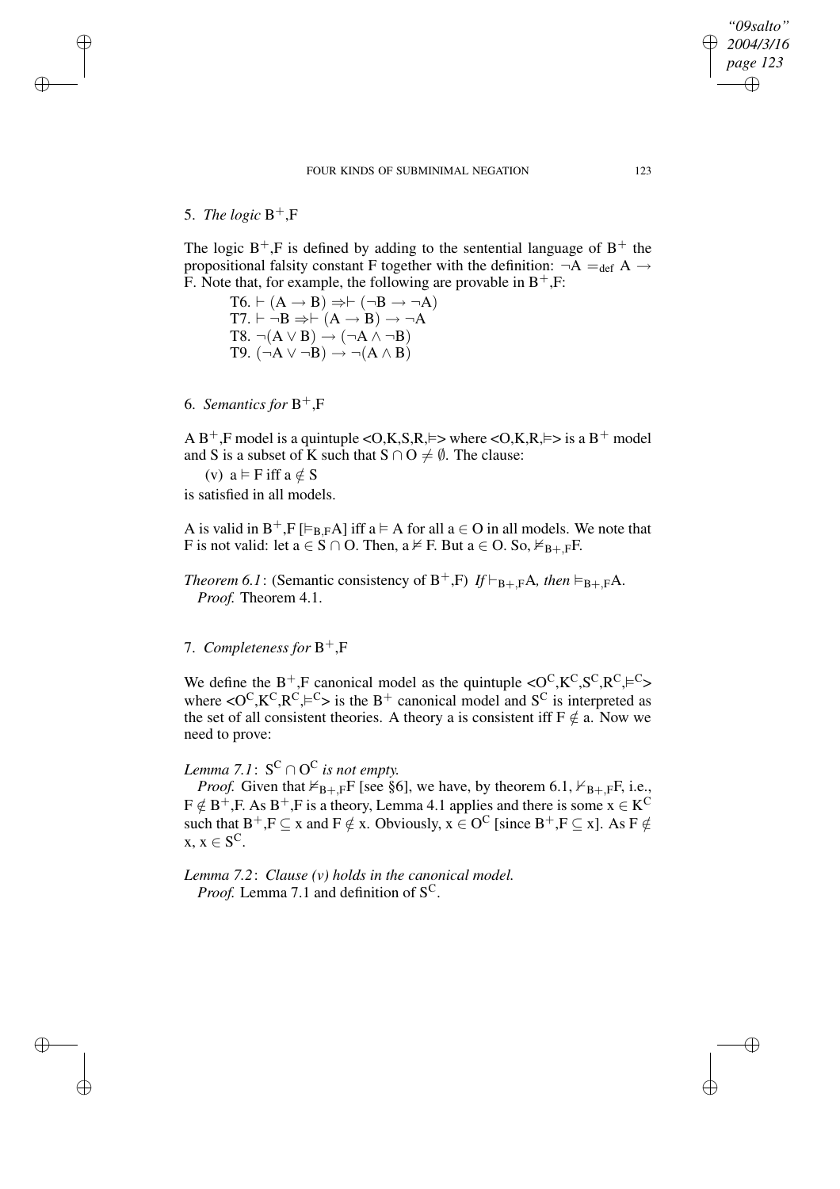## 5. *The logic* $B^+$,F

The logic $B^+$,F is defined by adding to the sentential language of $B^+$ the propositional falsity constant F together with the definition: $\neg A =_{def} A \rightarrow F$. Note that, for example, the following are provable in $B^+$,F:

T6. $\vdash (A \rightarrow B) \Rightarrow \vdash (\neg B \rightarrow \neg A)$
T7. $\vdash \neg B \Rightarrow \vdash (A \rightarrow B) \rightarrow \neg A$
T8. $\neg(A \vee B) \rightarrow (\neg A \wedge \neg B)$
T9. $(\neg A \vee \neg B) \rightarrow \neg(A \wedge B)$

## 6. *Semantics for* $B^+$,F

A $B^+$,F model is a quintuple $<O,K,S,R,\vDash>$ where $<O,K,R,\vDash>$ is a $B^+$ model and S is a subset of K such that $S \cap O \neq \emptyset$. The clause:

(v) $a \vDash F$ iff $a \notin S$

is satisfied in all models.

A is valid in $B^+$,F [$\vDash_{B,F} A$] iff $a \vDash A$ for all $a \in O$ in all models. We note that F is not valid: let $a \in S \cap O$. Then, $a \nvDash F$. But $a \in O$. So, $\nvDash_{B+,F} F$.

*Theorem 6.1*: (Semantic consistency of $B^+$,F) *If* $\vdash_{B+,F} A$*, then* $\vDash_{B+,F} A$.
*Proof.* Theorem 4.1.

## 7. *Completeness for* $B^+$,F

We define the $B^+$,F canonical model as the quintuple $<O^C,K^C,S^C,R^C,\vDash^C>$ where $<O^C,K^C,R^C,\vDash^C>$ is the $B^+$ canonical model and $S^C$ is interpreted as the set of all consistent theories. A theory a is consistent iff $F \notin a$. Now we need to prove:

*Lemma 7.1*: $S^C \cap O^C$ *is not empty.*
*Proof.* Given that $\nvDash_{B+,F} F$ [see §6], we have, by theorem 6.1, $\nvdash_{B+,F} F$, i.e., $F \notin B^+$,F. As $B^+$,F is a theory, Lemma 4.1 applies and there is some $x \in K^C$ such that $B^+,F \subseteq x$ and $F \notin x$. Obviously, $x \in O^C$ [since $B^+,F \subseteq x$]. As $F \notin x$, $x \in S^C$.

*Lemma 7.2*: *Clause (v) holds in the canonical model.*
*Proof.* Lemma 7.1 and definition of $S^C$.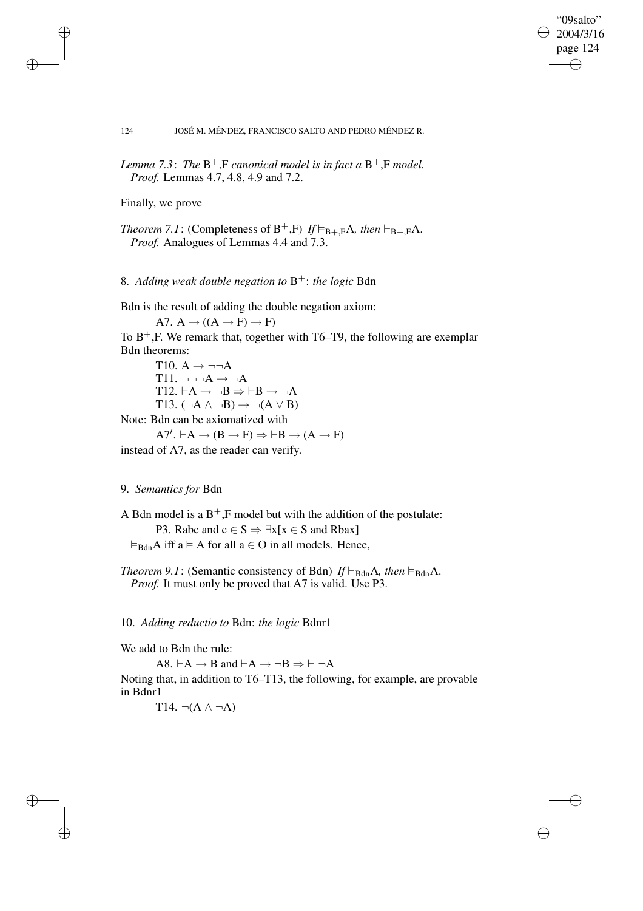*Lemma 7.3*: *The* $B^+$,F *canonical model is in fact a* $B^+$,F *model.*
*Proof.* Lemmas 4.7, 4.8, 4.9 and 7.2.

Finally, we prove

*Theorem 7.1*: (Completeness of $B^+$,F) *If* $\vDash_{B+,F}$A*, then* $\vdash_{B+,F}$A.
*Proof.* Analogues of Lemmas 4.4 and 7.3.

## 8. *Adding weak double negation to* $B^+$: *the logic* Bdn

Bdn is the result of adding the double negation axiom:

A7. $A \to ((A \to F) \to F)$

To $B^+$,F. We remark that, together with T6–T9, the following are exemplar Bdn theorems:

T10. $A \to \neg\neg A$
T11. $\neg\neg\neg A \to \neg A$
T12. $\vdash A \to \neg B \Rightarrow \vdash B \to \neg A$
T13. $(\neg A \wedge \neg B) \to \neg(A \vee B)$

Note: Bdn can be axiomatized with

A7′. $\vdash A \to (B \to F) \Rightarrow \vdash B \to (A \to F)$

instead of A7, as the reader can verify.

## 9. *Semantics for* Bdn

A Bdn model is a $B^+$,F model but with the addition of the postulate:

P3. Rabc and $c \in S \Rightarrow \exists x[x \in S$ and Rbax$]$

$\vDash_{Bdn}$A iff a $\vDash$ A for all $a \in O$ in all models. Hence,

*Theorem 9.1*: (Semantic consistency of Bdn) *If* $\vdash_{Bdn}$A*, then* $\vDash_{Bdn}$A.
*Proof.* It must only be proved that A7 is valid. Use P3.

## 10. *Adding reductio to* Bdn: *the logic* Bdnr1

We add to Bdn the rule:

A8. $\vdash A \to B$ and $\vdash A \to \neg B \Rightarrow \vdash \neg A$

Noting that, in addition to T6–T13, the following, for example, are provable in Bdnr1

T14. $\neg(A \wedge \neg A)$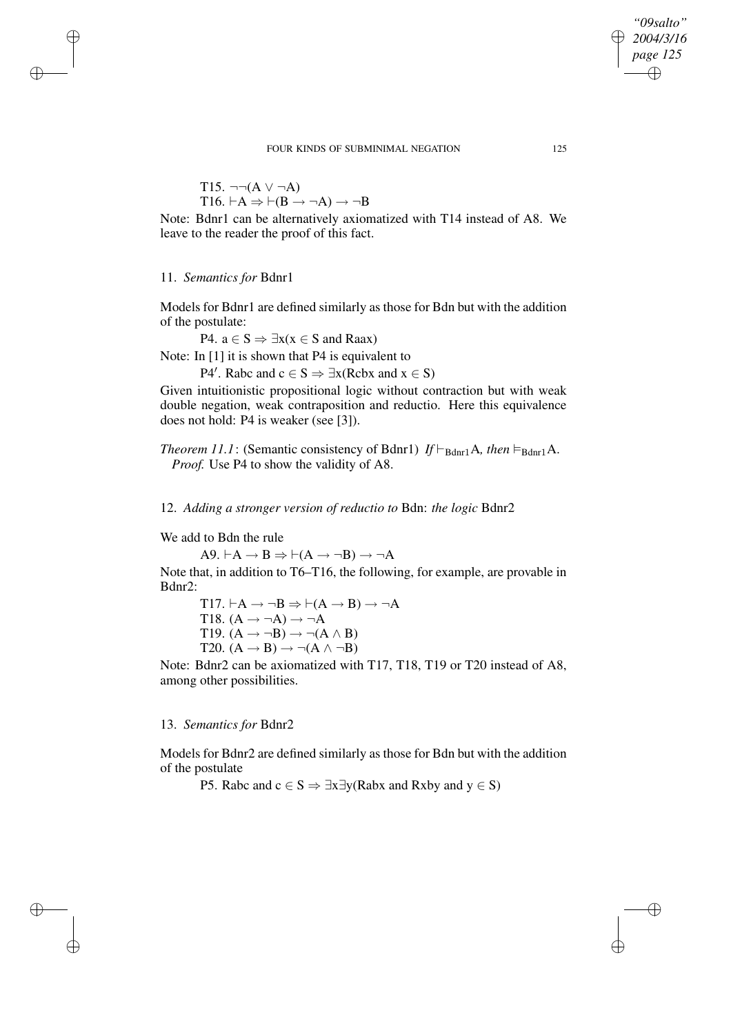T15. $\neg\neg(A \vee \neg A)$

T16. $\vdash A \Rightarrow \vdash (B \rightarrow \neg A) \rightarrow \neg B$

Note: Bdnr1 can be alternatively axiomatized with T14 instead of A8. We leave to the reader the proof of this fact.

## 11. *Semantics for* Bdnr1

Models for Bdnr1 are defined similarly as those for Bdn but with the addition of the postulate:

P4. $a \in S \Rightarrow \exists x(x \in S \text{ and } Raax)$

Note: In [1] it is shown that P4 is equivalent to

P4′. $Rabc \text{ and } c \in S \Rightarrow \exists x(Rcbx \text{ and } x \in S)$

Given intuitionistic propositional logic without contraction but with weak double negation, weak contraposition and reductio. Here this equivalence does not hold: P4 is weaker (see [3]).

*Theorem 11.1*: (Semantic consistency of Bdnr1) *If* $\vdash_{\text{Bdnr1}} A$*, then* $\vDash_{\text{Bdnr1}} A$.
*Proof.* Use P4 to show the validity of A8.

## 12. *Adding a stronger version of reductio to* Bdn: *the logic* Bdnr2

We add to Bdn the rule

A9. $\vdash A \rightarrow B \Rightarrow \vdash (A \rightarrow \neg B) \rightarrow \neg A$

Note that, in addition to T6–T16, the following, for example, are provable in Bdnr2:

T17. $\vdash A \rightarrow \neg B \Rightarrow \vdash (A \rightarrow B) \rightarrow \neg A$

T18. $(A \rightarrow \neg A) \rightarrow \neg A$

T19. $(A \rightarrow \neg B) \rightarrow \neg(A \wedge B)$

T20. $(A \rightarrow B) \rightarrow \neg(A \wedge \neg B)$

Note: Bdnr2 can be axiomatized with T17, T18, T19 or T20 instead of A8, among other possibilities.

## 13. *Semantics for* Bdnr2

Models for Bdnr2 are defined similarly as those for Bdn but with the addition of the postulate

P5. $Rabc \text{ and } c \in S \Rightarrow \exists x \exists y(Rabx \text{ and } Rxby \text{ and } y \in S)$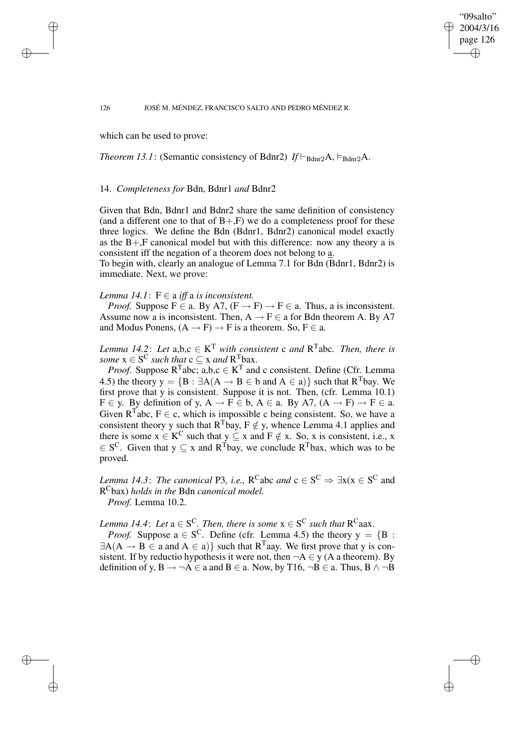which can be used to prove:

*Theorem 13.1*: (Semantic consistency of Bdnr2) *If* $\vdash_{\text{Bdnr2}} A$, $\vDash_{\text{Bdnr2}} A$.

## 14. *Completeness for* Bdn, Bdnr1 *and* Bdnr2

Given that Bdn, Bdnr1 and Bdnr2 share the same definition of consistency (and a different one to that of B+,F) we do a completeness proof for these three logics. We define the Bdn (Bdnr1, Bdnr2) canonical model exactly as the B+,F canonical model but with this difference: now any theory a is consistent iff the negation of a theorem does not belong to a.

To begin with, clearly an analogue of Lemma 7.1 for Bdn (Bdnr1, Bdnr2) is immediate. Next, we prove:

*Lemma 14.1*: $F \in a$ *iff* a *is inconsistent.*

*Proof.* Suppose $F \in a$. By A7, $(F \rightarrow F) \rightarrow F \in a$. Thus, a is inconsistent. Assume now a is inconsistent. Then, $A \rightarrow F \in a$ for Bdn theorem A. By A7 and Modus Ponens, $(A \rightarrow F) \rightarrow F$ is a theorem. So, $F \in a$.

*Lemma 14.2*: *Let* $a, b, c \in K^T$ *with consistent* c *and* $R^T abc$. *Then, there is some* $x \in S^C$ *such that* $c \subseteq x$ *and* $R^T bax$.

*Proof.* Suppose $R^T abc$; $a, b, c \in K^T$ and c consistent. Define (Cfr. Lemma 4.5) the theory $y = \{B : \exists A(A \rightarrow B \in b \text{ and } A \in a)\}$ such that $R^T bay$. We first prove that y is consistent. Suppose it is not. Then, (cfr. Lemma 10.1) $F \in y$. By definition of y, $A \rightarrow F \in b$, $A \in a$. By A7, $(A \rightarrow F) \rightarrow F \in a$. Given $R^T abc$, $F \in c$, which is impossible c being consistent. So, we have a consistent theory y such that $R^T bay$, $F \notin y$, whence Lemma 4.1 applies and there is some $x \in K^C$ such that $y \subseteq x$ and $F \notin x$. So, x is consistent, i.e., $x \in S^C$. Given that $y \subseteq x$ and $R^T bay$, we conclude $R^T bax$, which was to be proved.

*Lemma 14.3*: *The canonical* P3*, i.e.,* $R^C abc$ *and* $c \in S^C \Rightarrow \exists x(x \in S^C$ and $R^C bax)$ *holds in the* Bdn *canonical model.*

*Proof.* Lemma 10.2.

*Lemma 14.4*: *Let* $a \in S^C$. *Then, there is some* $x \in S^C$ *such that* $R^C aax$.

*Proof.* Suppose $a \in S^C$. Define (cfr. Lemma 4.5) the theory $y = \{B : \exists A(A \rightarrow B \in a \text{ and } A \in a)\}$ such that $R^T aay$. We first prove that y is consistent. If by reductio hypothesis it were not, then $\neg A \in y$ (A a theorem). By definition of y, $B \rightarrow \neg A \in a$ and $B \in a$. Now, by T16, $\neg B \in a$. Thus, $B \wedge \neg B$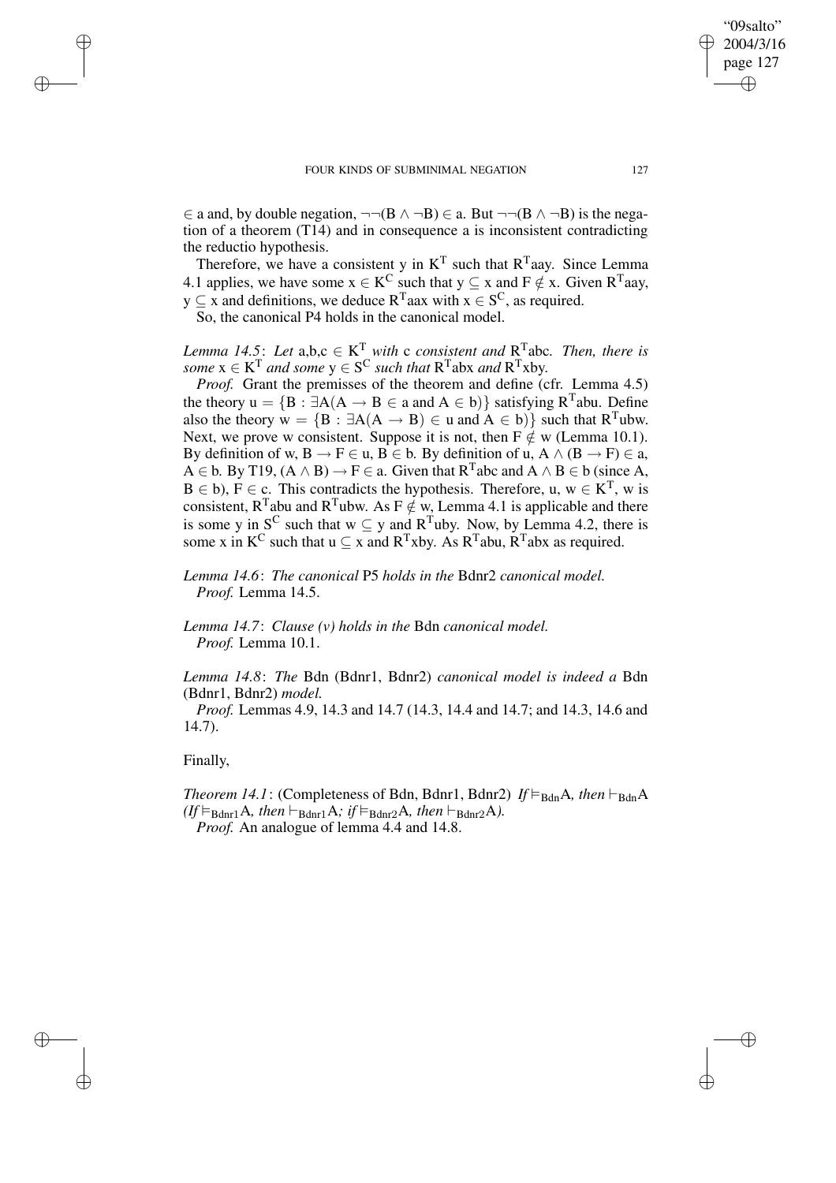$\in$ a and, by double negation, $\neg\neg(B \wedge \neg B) \in a$. But $\neg\neg(B \wedge \neg B)$ is the negation of a theorem (T14) and in consequence a is inconsistent contradicting the reductio hypothesis.

Therefore, we have a consistent y in $K^T$ such that $R^T aay$. Since Lemma 4.1 applies, we have some $x \in K^C$ such that $y \subseteq x$ and $F \notin x$. Given $R^T aay$, $y \subseteq x$ and definitions, we deduce $R^T aax$ with $x \in S^C$, as required.

So, the canonical P4 holds in the canonical model.

*Lemma 14.5*: *Let* $a,b,c \in K^T$ *with* c *consistent and* $R^T abc$. *Then, there is some* $x \in K^T$ *and some* $y \in S^C$ *such that* $R^T abx$ *and* $R^T xby$.

*Proof.* Grant the premisses of the theorem and define (cfr. Lemma 4.5) the theory $u = \{B : \exists A(A \rightarrow B \in a \text{ and } A \in b)\}$ satisfying $R^T abu$. Define also the theory $w = \{B : \exists A(A \rightarrow B) \in u \text{ and } A \in b)\}$ such that $R^T ubw$. Next, we prove w consistent. Suppose it is not, then $F \notin w$ (Lemma 10.1). By definition of w, $B \rightarrow F \in u$, $B \in b$. By definition of u, $A \wedge (B \rightarrow F) \in a$, $A \in b$. By T19, $(A \wedge B) \rightarrow F \in a$. Given that $R^T abc$ and $A \wedge B \in b$ (since A, $B \in b$), $F \in c$. This contradicts the hypothesis. Therefore, u, $w \in K^T$, w is consistent, $R^T abu$ and $R^T ubw$. As $F \notin w$, Lemma 4.1 is applicable and there is some y in $S^C$ such that $w \subseteq y$ and $R^T uby$. Now, by Lemma 4.2, there is some x in $K^C$ such that $u \subseteq x$ and $R^T xby$. As $R^T abu$, $R^T abx$ as required.

*Lemma 14.6*: *The canonical* P5 *holds in the* Bdnr2 *canonical model.*
*Proof.* Lemma 14.5.

*Lemma 14.7*: *Clause (v) holds in the* Bdn *canonical model.*
*Proof.* Lemma 10.1.

*Lemma 14.8*: *The* Bdn (Bdnr1, Bdnr2) *canonical model is indeed a* Bdn (Bdnr1, Bdnr2) *model.*
*Proof.* Lemmas 4.9, 14.3 and 14.7 (14.3, 14.4 and 14.7; and 14.3, 14.6 and 14.7).

Finally,

*Theorem 14.1*: (Completeness of Bdn, Bdnr1, Bdnr2) *If* $\vDash_{Bdn} A$*, then* $\vdash_{Bdn} A$ *(If* $\vDash_{Bdnr1} A$*, then* $\vdash_{Bdnr1} A$*; if* $\vDash_{Bdnr2} A$*, then* $\vdash_{Bdnr2} A$*).*
*Proof.* An analogue of lemma 4.4 and 14.8.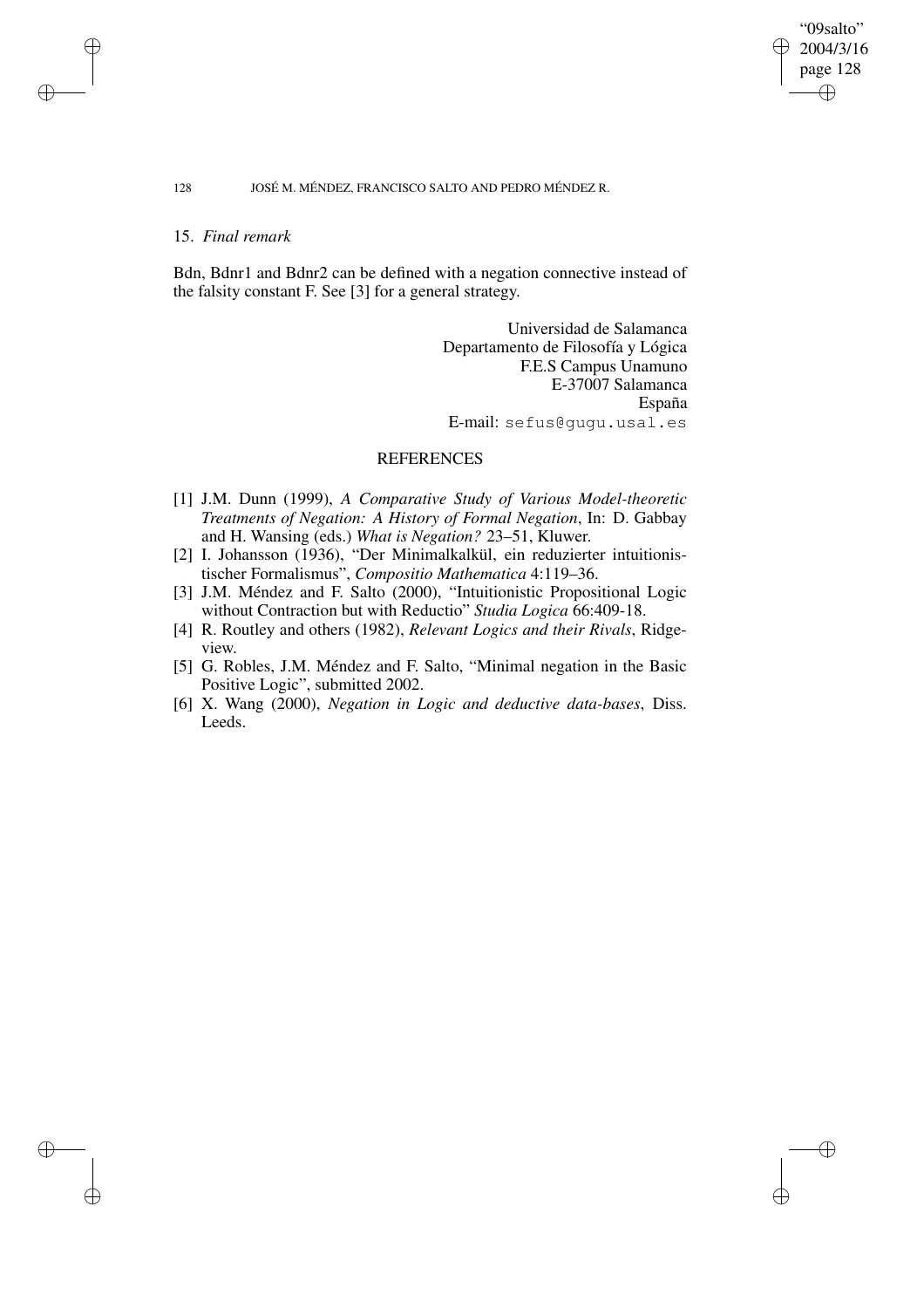## 15. *Final remark*

Bdn, Bdnr1 and Bdnr2 can be defined with a negation connective instead of the falsity constant F. See [3] for a general strategy.

Universidad de Salamanca
Departamento de Filosofía y Lógica
F.E.S Campus Unamuno
E-37007 Salamanca
España
E-mail: sefus@gugu.usal.es

## REFERENCES

[1] J.M. Dunn (1999), *A Comparative Study of Various Model-theoretic Treatments of Negation: A History of Formal Negation*, In: D. Gabbay and H. Wansing (eds.) *What is Negation?* 23–51, Kluwer.

[2] I. Johansson (1936), "Der Minimalkalkül, ein reduzierter intuitionistischer Formalismus", *Compositio Mathematica* 4:119–36.

[3] J.M. Méndez and F. Salto (2000), "Intuitionistic Propositional Logic without Contraction but with Reductio" *Studia Logica* 66:409-18.

[4] R. Routley and others (1982), *Relevant Logics and their Rivals*, Ridgeview.

[5] G. Robles, J.M. Méndez and F. Salto, "Minimal negation in the Basic Positive Logic", submitted 2002.

[6] X. Wang (2000), *Negation in Logic and deductive data-bases*, Diss. Leeds.